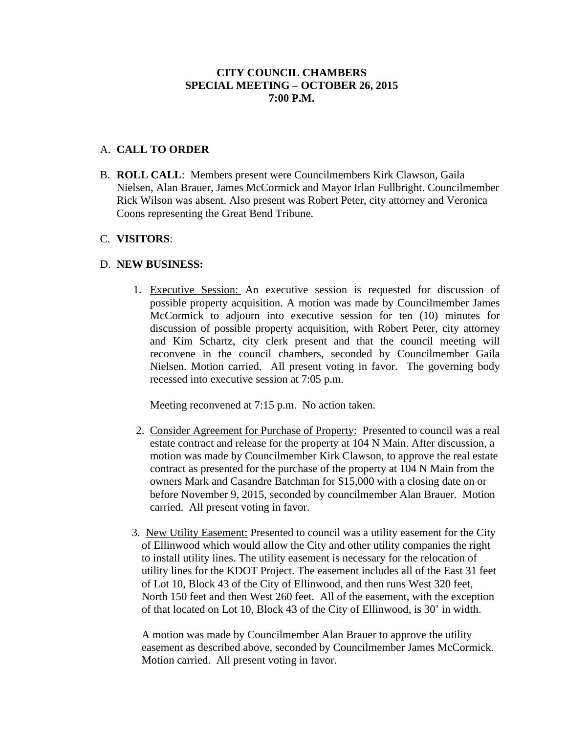**CITY COUNCIL CHAMBERS**
**SPECIAL MEETING – OCTOBER 26, 2015**
**7:00 P.M.**

A. **CALL TO ORDER**

B. **ROLL CALL**: Members present were Councilmembers Kirk Clawson, Gaila Nielsen, Alan Brauer, James McCormick and Mayor Irlan Fullbright. Councilmember Rick Wilson was absent. Also present was Robert Peter, city attorney and Veronica Coons representing the Great Bend Tribune.

C. **VISITORS**:

D. **NEW BUSINESS:**

1. Executive Session: An executive session is requested for discussion of possible property acquisition. A motion was made by Councilmember James McCormick to adjourn into executive session for ten (10) minutes for discussion of possible property acquisition, with Robert Peter, city attorney and Kim Schartz, city clerk present and that the council meeting will reconvene in the council chambers, seconded by Councilmember Gaila Nielsen. Motion carried. All present voting in favor. The governing body recessed into executive session at 7:05 p.m.

   Meeting reconvened at 7:15 p.m. No action taken.

2. Consider Agreement for Purchase of Property: Presented to council was a real estate contract and release for the property at 104 N Main. After discussion, a motion was made by Councilmember Kirk Clawson, to approve the real estate contract as presented for the purchase of the property at 104 N Main from the owners Mark and Casandre Batchman for $15,000 with a closing date on or before November 9, 2015, seconded by councilmember Alan Brauer. Motion carried. All present voting in favor.

3. New Utility Easement: Presented to council was a utility easement for the City of Ellinwood which would allow the City and other utility companies the right to install utility lines. The utility easement is necessary for the relocation of utility lines for the KDOT Project. The easement includes all of the East 31 feet of Lot 10, Block 43 of the City of Ellinwood, and then runs West 320 feet, North 150 feet and then West 260 feet. All of the easement, with the exception of that located on Lot 10, Block 43 of the City of Ellinwood, is 30' in width.

   A motion was made by Councilmember Alan Brauer to approve the utility easement as described above, seconded by Councilmember James McCormick. Motion carried. All present voting in favor.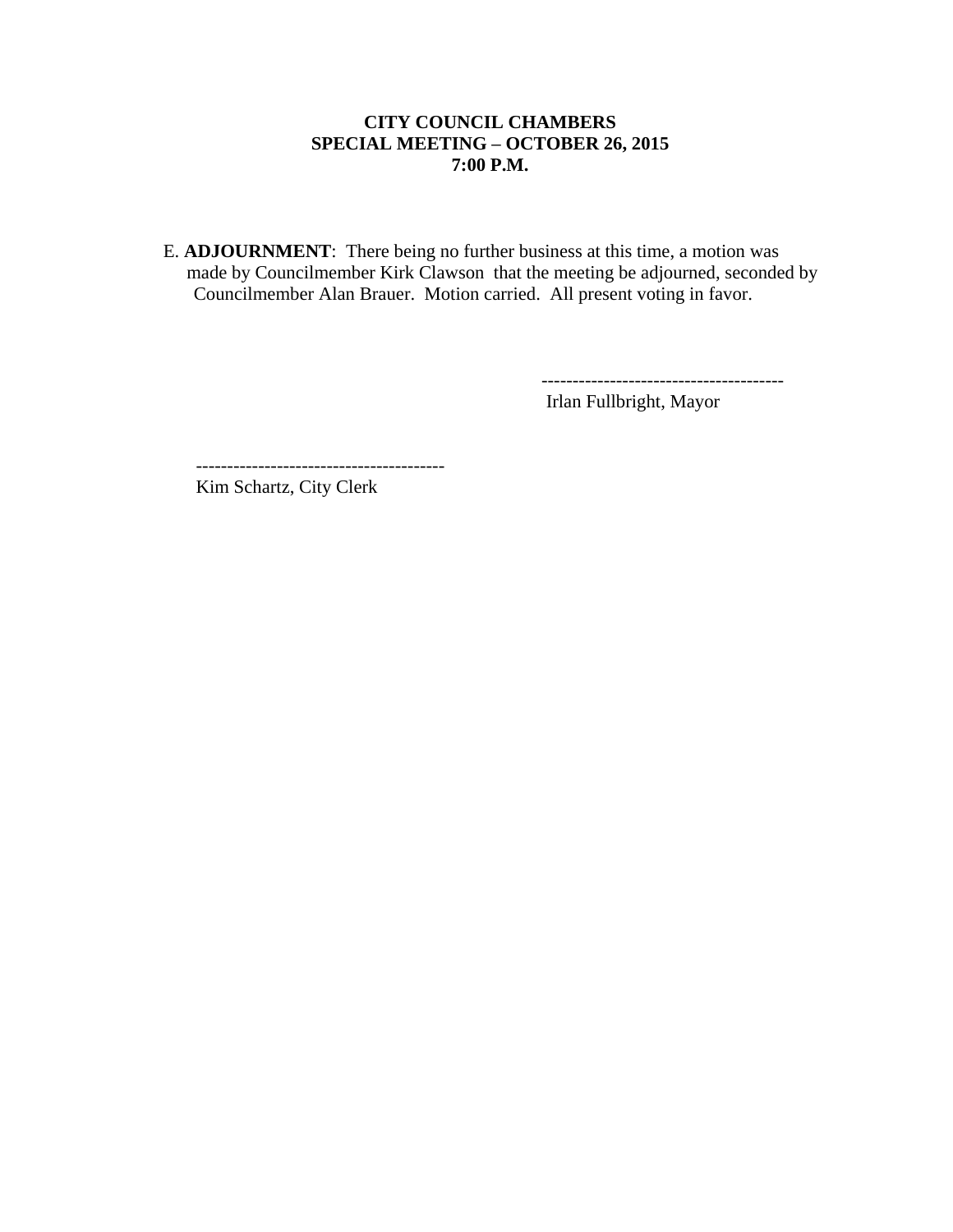**CITY COUNCIL CHAMBERS**
**SPECIAL MEETING – OCTOBER 26, 2015**
**7:00 P.M.**

E. **ADJOURNMENT**: There being no further business at this time, a motion was made by Councilmember Kirk Clawson that the meeting be adjourned, seconded by Councilmember Alan Brauer. Motion carried. All present voting in favor.

---------------------------------------
Irlan Fullbright, Mayor

----------------------------------------
Kim Schartz, City Clerk